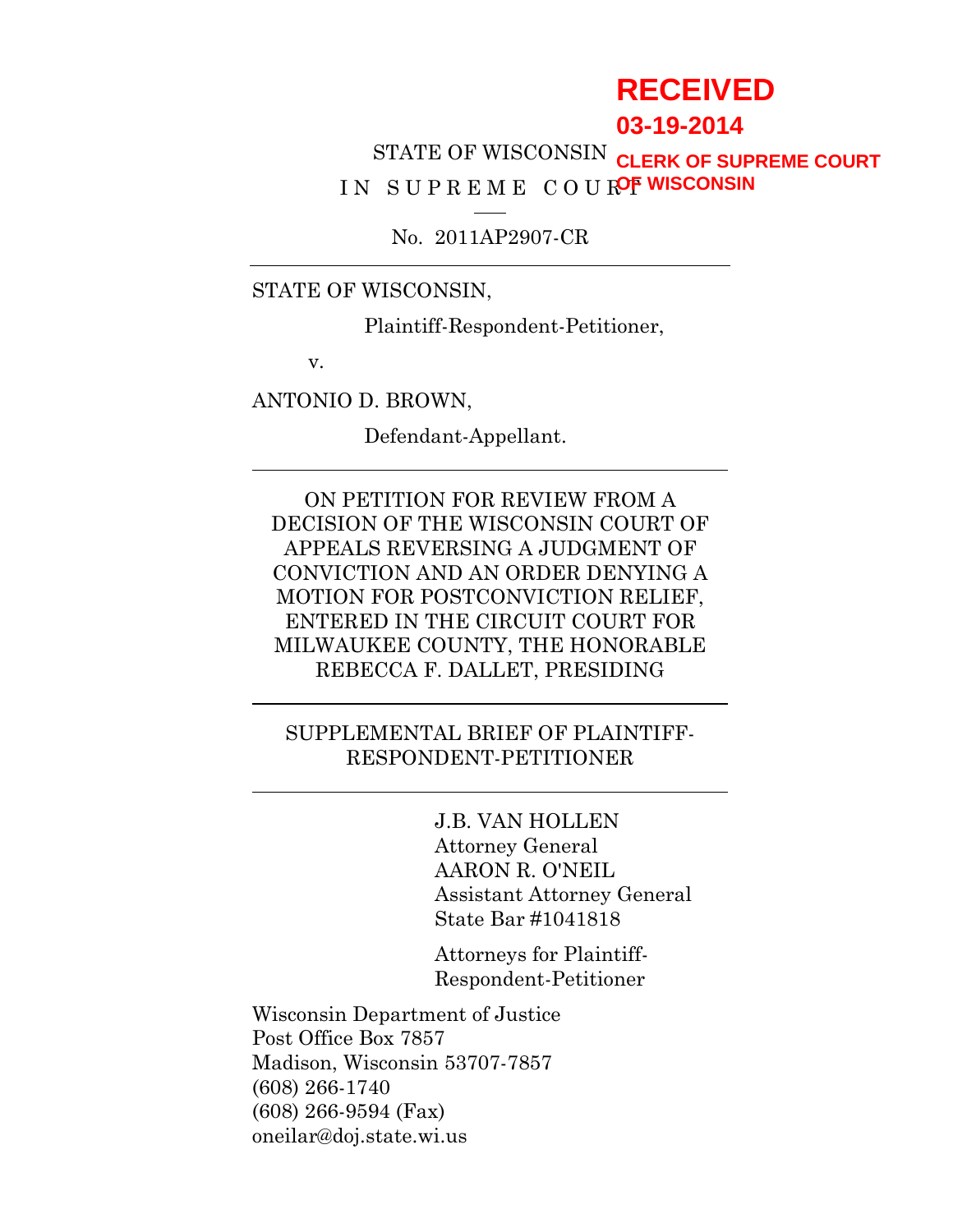RECEIVED

03-19-2014

CLERK OF SUPREME COURT OF WISCONSIN

STATE OF WISCONSIN

IN SUPREME COURT

No. 2011AP2907-CR

---

STATE OF WISCONSIN,

Plaintiff-Respondent-Petitioner,

v.

ANTONIO D. BROWN,

Defendant-Appellant.

---

ON PETITION FOR REVIEW FROM A DECISION OF THE WISCONSIN COURT OF APPEALS REVERSING A JUDGMENT OF CONVICTION AND AN ORDER DENYING A MOTION FOR POSTCONVICTION RELIEF, ENTERED IN THE CIRCUIT COURT FOR MILWAUKEE COUNTY, THE HONORABLE REBECCA F. DALLET, PRESIDING

---

SUPPLEMENTAL BRIEF OF PLAINTIFF-RESPONDENT-PETITIONER

---

J.B. VAN HOLLEN
Attorney General

AARON R. O'NEIL
Assistant Attorney General
State Bar #1041818

Attorneys for Plaintiff-Respondent-Petitioner

Wisconsin Department of Justice
Post Office Box 7857
Madison, Wisconsin 53707-7857
(608) 266-1740
(608) 266-9594 (Fax)
oneilar@doj.state.wi.us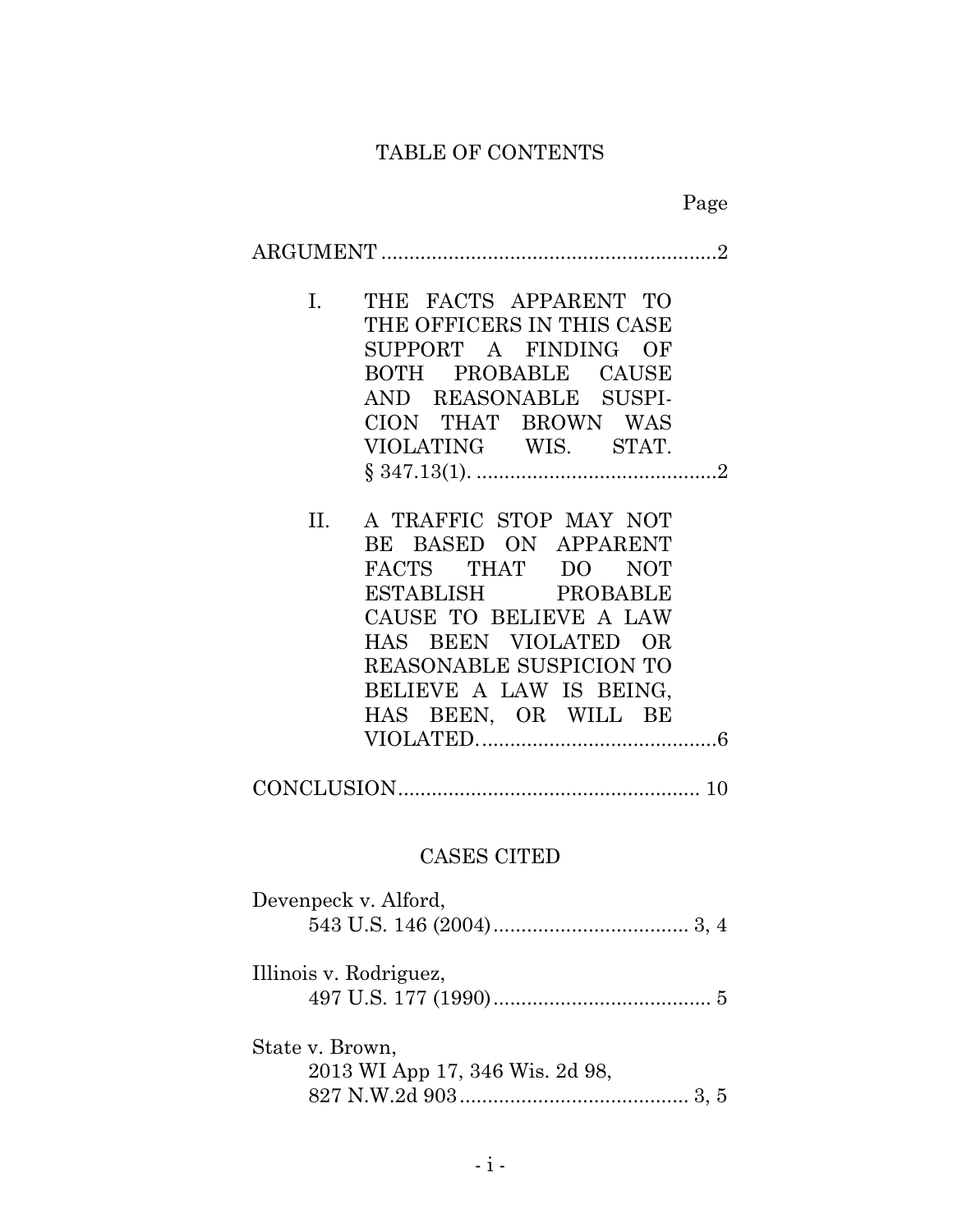# TABLE OF CONTENTS

| | Page |
|---|---|
| ARGUMENT | 2 |
| I. THE FACTS APPARENT TO THE OFFICERS IN THIS CASE SUPPORT A FINDING OF BOTH PROBABLE CAUSE AND REASONABLE SUSPICION THAT BROWN WAS VIOLATING WIS. STAT. § 347.13(1). | 2 |
| II. A TRAFFIC STOP MAY NOT BE BASED ON APPARENT FACTS THAT DO NOT ESTABLISH PROBABLE CAUSE TO BELIEVE A LAW HAS BEEN VIOLATED OR REASONABLE SUSPICION TO BELIEVE A LAW IS BEING, HAS BEEN, OR WILL BE VIOLATED. | 6 |
| CONCLUSION | 10 |

## CASES CITED

Devenpeck v. Alford,
543 U.S. 146 (2004) .................................... 3, 4

Illinois v. Rodriguez,
497 U.S. 177 (1990) ........................................ 5

State v. Brown,
2013 WI App 17, 346 Wis. 2d 98,
827 N.W.2d 903 .......................................... 3, 5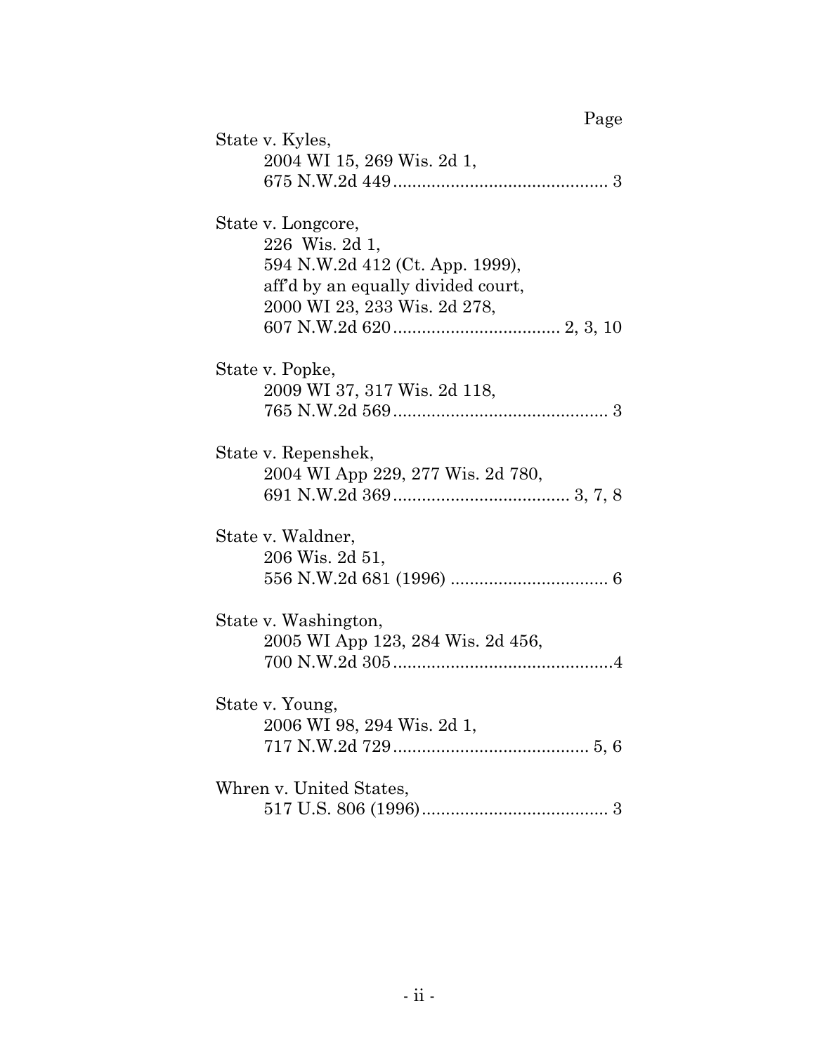Page

State v. Kyles,
2004 WI 15, 269 Wis. 2d 1,
675 N.W.2d 449 ............................................ 3

State v. Longcore,
226 Wis. 2d 1,
594 N.W.2d 412 (Ct. App. 1999),
aff'd by an equally divided court,
2000 WI 23, 233 Wis. 2d 278,
607 N.W.2d 620 .................................. 2, 3, 10

State v. Popke,
2009 WI 37, 317 Wis. 2d 118,
765 N.W.2d 569 ............................................ 3

State v. Repenshek,
2004 WI App 229, 277 Wis. 2d 780,
691 N.W.2d 369 .................................... 3, 7, 8

State v. Waldner,
206 Wis. 2d 51,
556 N.W.2d 681 (1996) ................................ 6

State v. Washington,
2005 WI App 123, 284 Wis. 2d 456,
700 N.W.2d 305 ..............................................4

State v. Young,
2006 WI 98, 294 Wis. 2d 1,
717 N.W.2d 729 ........................................ 5, 6

Whren v. United States,
517 U.S. 806 (1996) ...................................... 3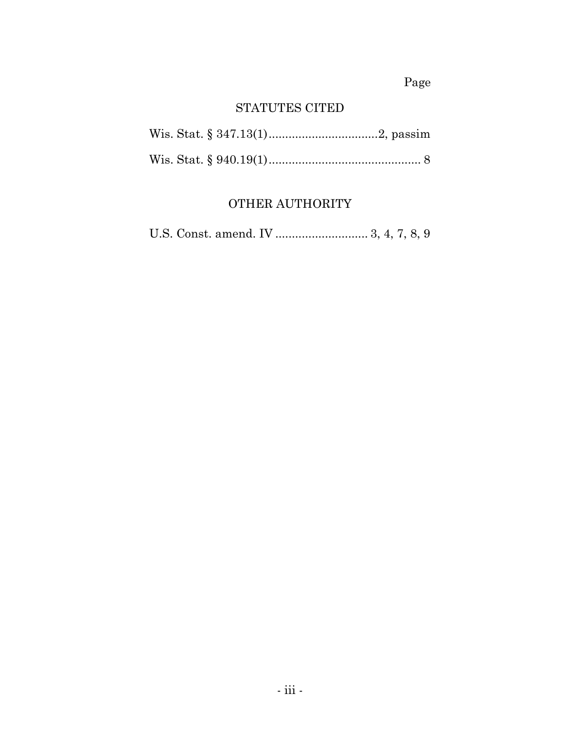Page

## STATUTES CITED

Wis. Stat. § 347.13(1) ................................2, passim

Wis. Stat. § 940.19(1) ............................................. 8

## OTHER AUTHORITY

U.S. Const. amend. IV ............................ 3, 4, 7, 8, 9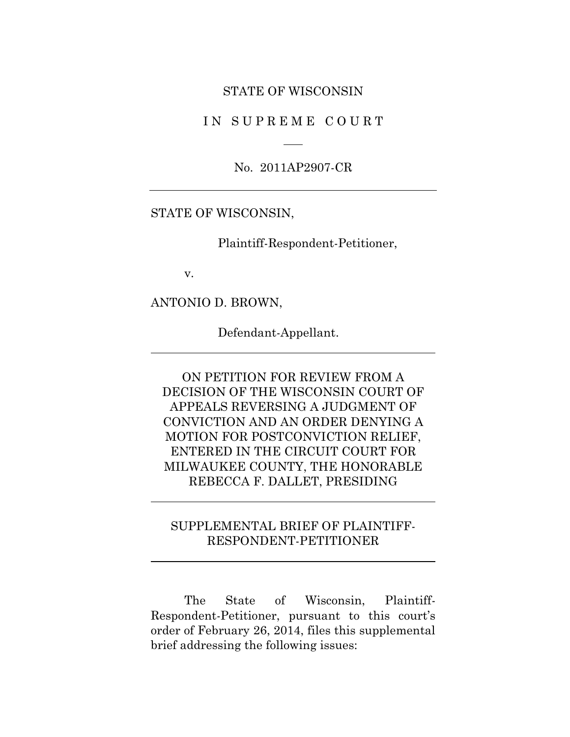STATE OF WISCONSIN

I N  S U P R E M E  C O U R T

No. 2011AP2907-CR

---

STATE OF WISCONSIN,

Plaintiff-Respondent-Petitioner,

v.

ANTONIO D. BROWN,

Defendant-Appellant.

---

ON PETITION FOR REVIEW FROM A DECISION OF THE WISCONSIN COURT OF APPEALS REVERSING A JUDGMENT OF CONVICTION AND AN ORDER DENYING A MOTION FOR POSTCONVICTION RELIEF, ENTERED IN THE CIRCUIT COURT FOR MILWAUKEE COUNTY, THE HONORABLE REBECCA F. DALLET, PRESIDING

---

SUPPLEMENTAL BRIEF OF PLAINTIFF-RESPONDENT-PETITIONER

---

The State of Wisconsin, Plaintiff-Respondent-Petitioner, pursuant to this court's order of February 26, 2014, files this supplemental brief addressing the following issues: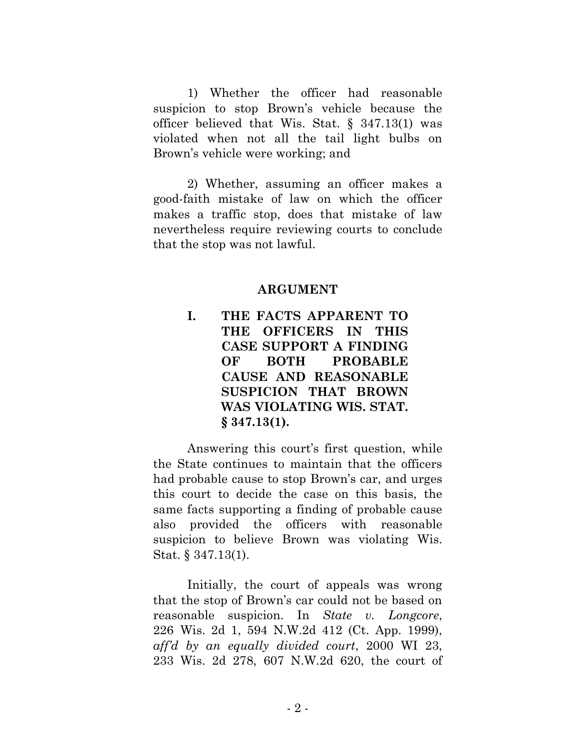1) Whether the officer had reasonable suspicion to stop Brown's vehicle because the officer believed that Wis. Stat. § 347.13(1) was violated when not all the tail light bulbs on Brown's vehicle were working; and

2) Whether, assuming an officer makes a good-faith mistake of law on which the officer makes a traffic stop, does that mistake of law nevertheless require reviewing courts to conclude that the stop was not lawful.

## ARGUMENT

### I. THE FACTS APPARENT TO THE OFFICERS IN THIS CASE SUPPORT A FINDING OF BOTH PROBABLE CAUSE AND REASONABLE SUSPICION THAT BROWN WAS VIOLATING WIS. STAT. § 347.13(1).

Answering this court's first question, while the State continues to maintain that the officers had probable cause to stop Brown's car, and urges this court to decide the case on this basis, the same facts supporting a finding of probable cause also provided the officers with reasonable suspicion to believe Brown was violating Wis. Stat. § 347.13(1).

Initially, the court of appeals was wrong that the stop of Brown's car could not be based on reasonable suspicion. In *State v. Longcore*, 226 Wis. 2d 1, 594 N.W.2d 412 (Ct. App. 1999), *aff'd by an equally divided court*, 2000 WI 23, 233 Wis. 2d 278, 607 N.W.2d 620, the court of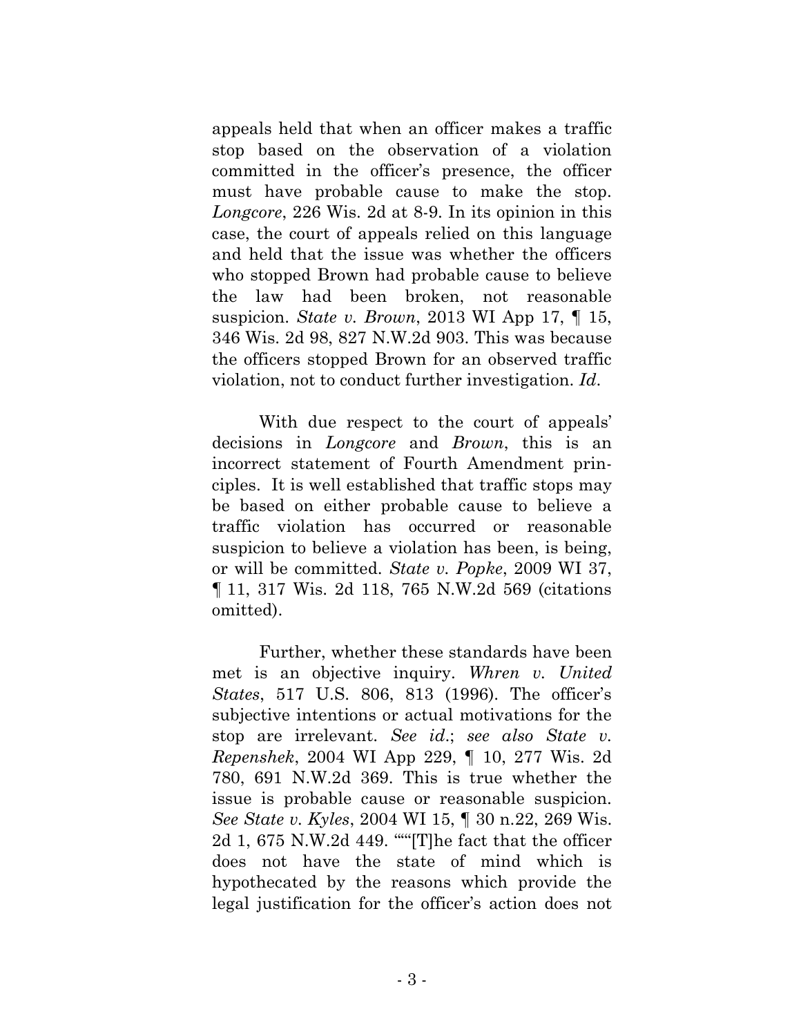appeals held that when an officer makes a traffic stop based on the observation of a violation committed in the officer's presence, the officer must have probable cause to make the stop. *Longcore*, 226 Wis. 2d at 8-9. In its opinion in this case, the court of appeals relied on this language and held that the issue was whether the officers who stopped Brown had probable cause to believe the law had been broken, not reasonable suspicion. *State v. Brown*, 2013 WI App 17, ¶ 15, 346 Wis. 2d 98, 827 N.W.2d 903. This was because the officers stopped Brown for an observed traffic violation, not to conduct further investigation. *Id*.

With due respect to the court of appeals' decisions in *Longcore* and *Brown*, this is an incorrect statement of Fourth Amendment principles. It is well established that traffic stops may be based on either probable cause to believe a traffic violation has occurred or reasonable suspicion to believe a violation has been, is being, or will be committed. *State v. Popke*, 2009 WI 37, ¶ 11, 317 Wis. 2d 118, 765 N.W.2d 569 (citations omitted).

Further, whether these standards have been met is an objective inquiry. *Whren v. United States*, 517 U.S. 806, 813 (1996). The officer's subjective intentions or actual motivations for the stop are irrelevant. *See id.*; *see also State v. Repenshek*, 2004 WI App 229, ¶ 10, 277 Wis. 2d 780, 691 N.W.2d 369. This is true whether the issue is probable cause or reasonable suspicion. *See State v. Kyles*, 2004 WI 15, ¶ 30 n.22, 269 Wis. 2d 1, 675 N.W.2d 449. ""'[T]he fact that the officer does not have the state of mind which is hypothecated by the reasons which provide the legal justification for the officer's action does not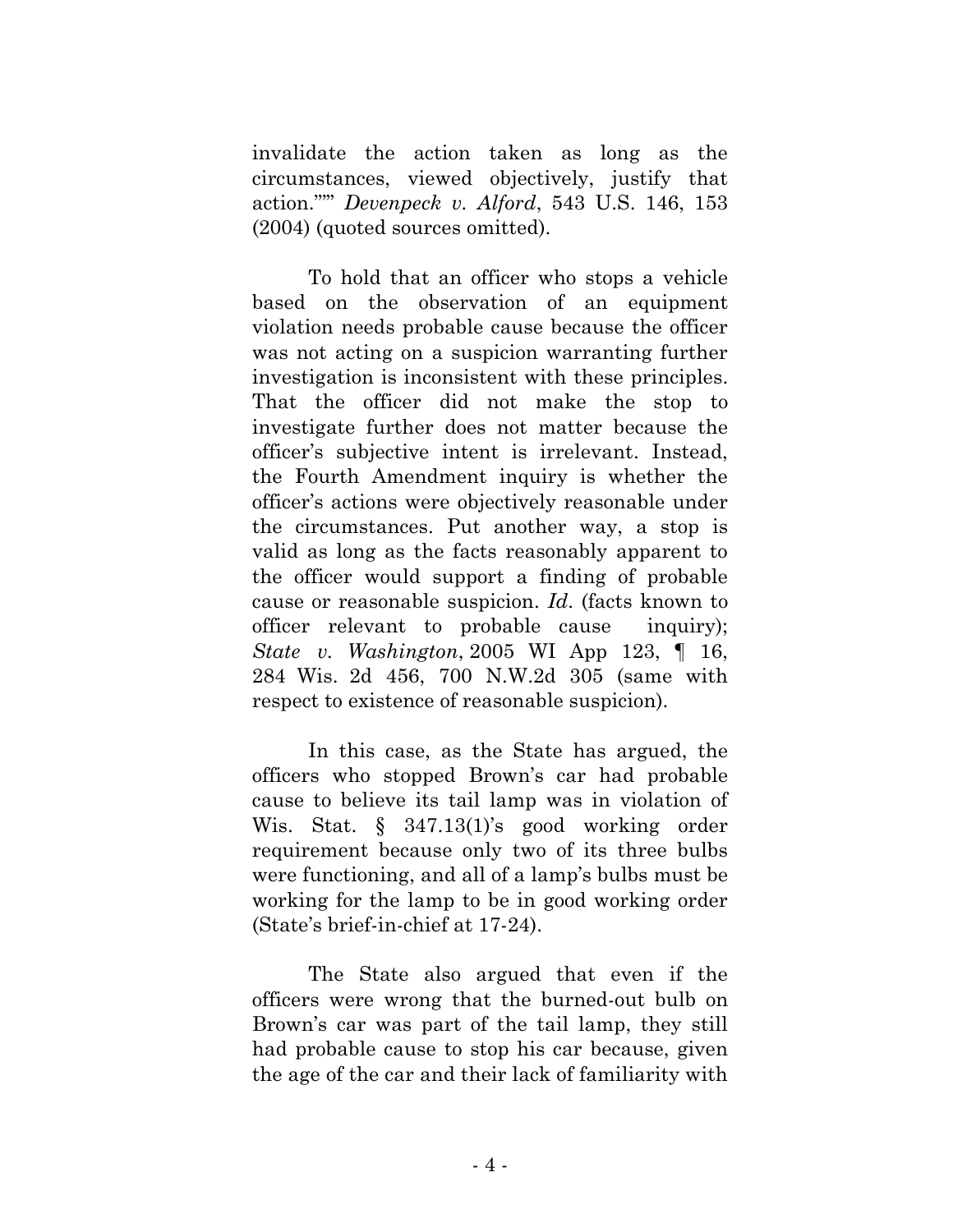invalidate the action taken as long as the circumstances, viewed objectively, justify that action.""" *Devenpeck v. Alford*, 543 U.S. 146, 153 (2004) (quoted sources omitted).

To hold that an officer who stops a vehicle based on the observation of an equipment violation needs probable cause because the officer was not acting on a suspicion warranting further investigation is inconsistent with these principles. That the officer did not make the stop to investigate further does not matter because the officer's subjective intent is irrelevant. Instead, the Fourth Amendment inquiry is whether the officer's actions were objectively reasonable under the circumstances. Put another way, a stop is valid as long as the facts reasonably apparent to the officer would support a finding of probable cause or reasonable suspicion. *Id.* (facts known to officer relevant to probable cause inquiry); *State v. Washington*, 2005 WI App 123, ¶ 16, 284 Wis. 2d 456, 700 N.W.2d 305 (same with respect to existence of reasonable suspicion).

In this case, as the State has argued, the officers who stopped Brown's car had probable cause to believe its tail lamp was in violation of Wis. Stat. § 347.13(1)'s good working order requirement because only two of its three bulbs were functioning, and all of a lamp's bulbs must be working for the lamp to be in good working order (State's brief-in-chief at 17-24).

The State also argued that even if the officers were wrong that the burned-out bulb on Brown's car was part of the tail lamp, they still had probable cause to stop his car because, given the age of the car and their lack of familiarity with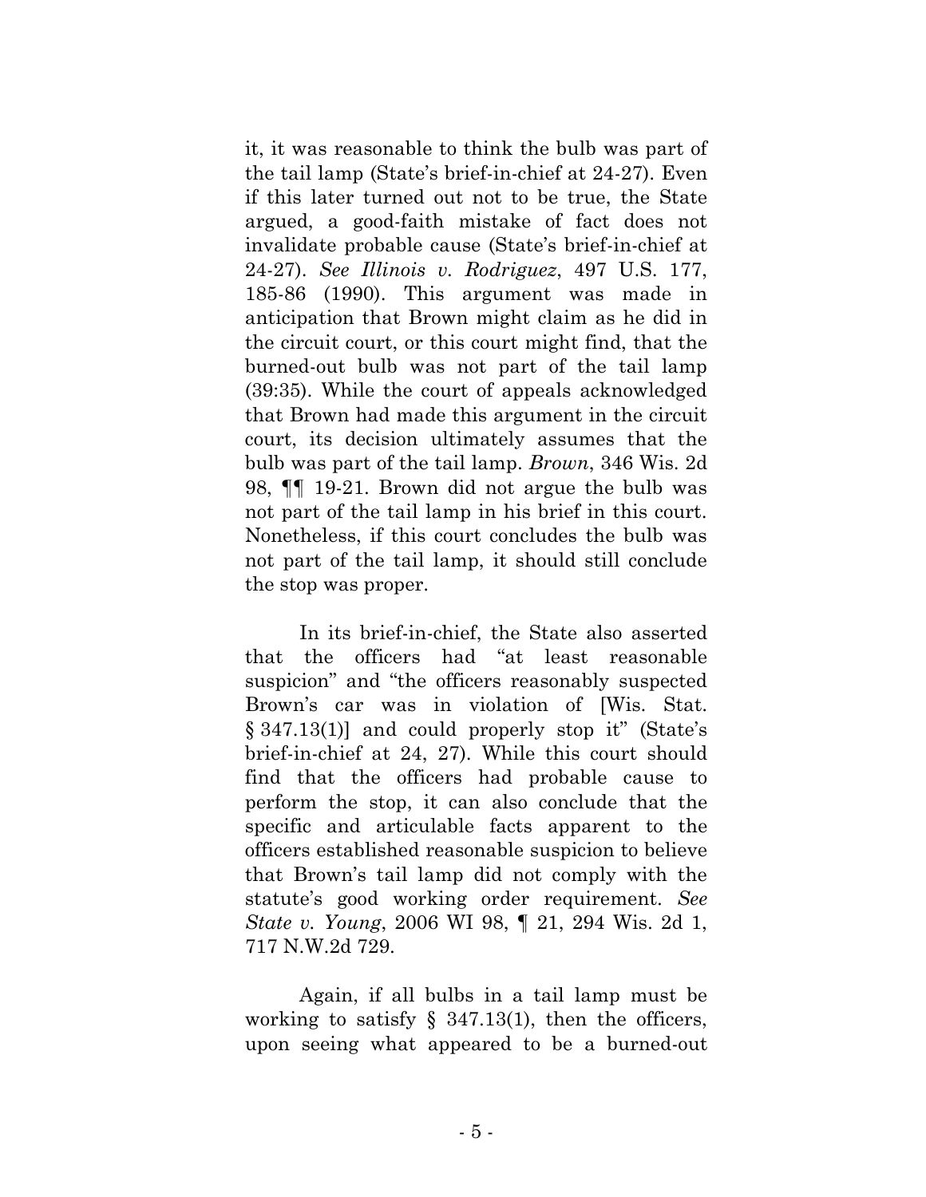it, it was reasonable to think the bulb was part of the tail lamp (State's brief-in-chief at 24-27). Even if this later turned out not to be true, the State argued, a good-faith mistake of fact does not invalidate probable cause (State's brief-in-chief at 24-27). *See Illinois v. Rodriguez*, 497 U.S. 177, 185-86 (1990). This argument was made in anticipation that Brown might claim as he did in the circuit court, or this court might find, that the burned-out bulb was not part of the tail lamp (39:35). While the court of appeals acknowledged that Brown had made this argument in the circuit court, its decision ultimately assumes that the bulb was part of the tail lamp. *Brown*, 346 Wis. 2d 98, ¶¶ 19-21. Brown did not argue the bulb was not part of the tail lamp in his brief in this court. Nonetheless, if this court concludes the bulb was not part of the tail lamp, it should still conclude the stop was proper.

In its brief-in-chief, the State also asserted that the officers had "at least reasonable suspicion" and "the officers reasonably suspected Brown's car was in violation of [Wis. Stat. § 347.13(1)] and could properly stop it" (State's brief-in-chief at 24, 27). While this court should find that the officers had probable cause to perform the stop, it can also conclude that the specific and articulable facts apparent to the officers established reasonable suspicion to believe that Brown's tail lamp did not comply with the statute's good working order requirement. *See State v. Young*, 2006 WI 98, ¶ 21, 294 Wis. 2d 1, 717 N.W.2d 729.

Again, if all bulbs in a tail lamp must be working to satisfy § 347.13(1), then the officers, upon seeing what appeared to be a burned-out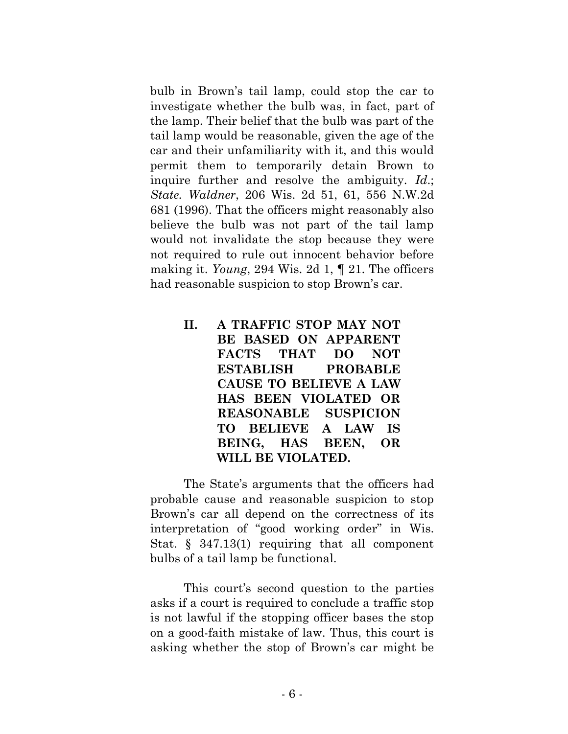bulb in Brown's tail lamp, could stop the car to investigate whether the bulb was, in fact, part of the lamp. Their belief that the bulb was part of the tail lamp would be reasonable, given the age of the car and their unfamiliarity with it, and this would permit them to temporarily detain Brown to inquire further and resolve the ambiguity. *Id*.; *State. Waldner*, 206 Wis. 2d 51, 61, 556 N.W.2d 681 (1996). That the officers might reasonably also believe the bulb was not part of the tail lamp would not invalidate the stop because they were not required to rule out innocent behavior before making it. *Young*, 294 Wis. 2d 1, ¶ 21. The officers had reasonable suspicion to stop Brown's car.

## II. A TRAFFIC STOP MAY NOT BE BASED ON APPARENT FACTS THAT DO NOT ESTABLISH PROBABLE CAUSE TO BELIEVE A LAW HAS BEEN VIOLATED OR REASONABLE SUSPICION TO BELIEVE A LAW IS BEING, HAS BEEN, OR WILL BE VIOLATED.

The State's arguments that the officers had probable cause and reasonable suspicion to stop Brown's car all depend on the correctness of its interpretation of "good working order" in Wis. Stat. § 347.13(1) requiring that all component bulbs of a tail lamp be functional.

This court's second question to the parties asks if a court is required to conclude a traffic stop is not lawful if the stopping officer bases the stop on a good-faith mistake of law. Thus, this court is asking whether the stop of Brown's car might be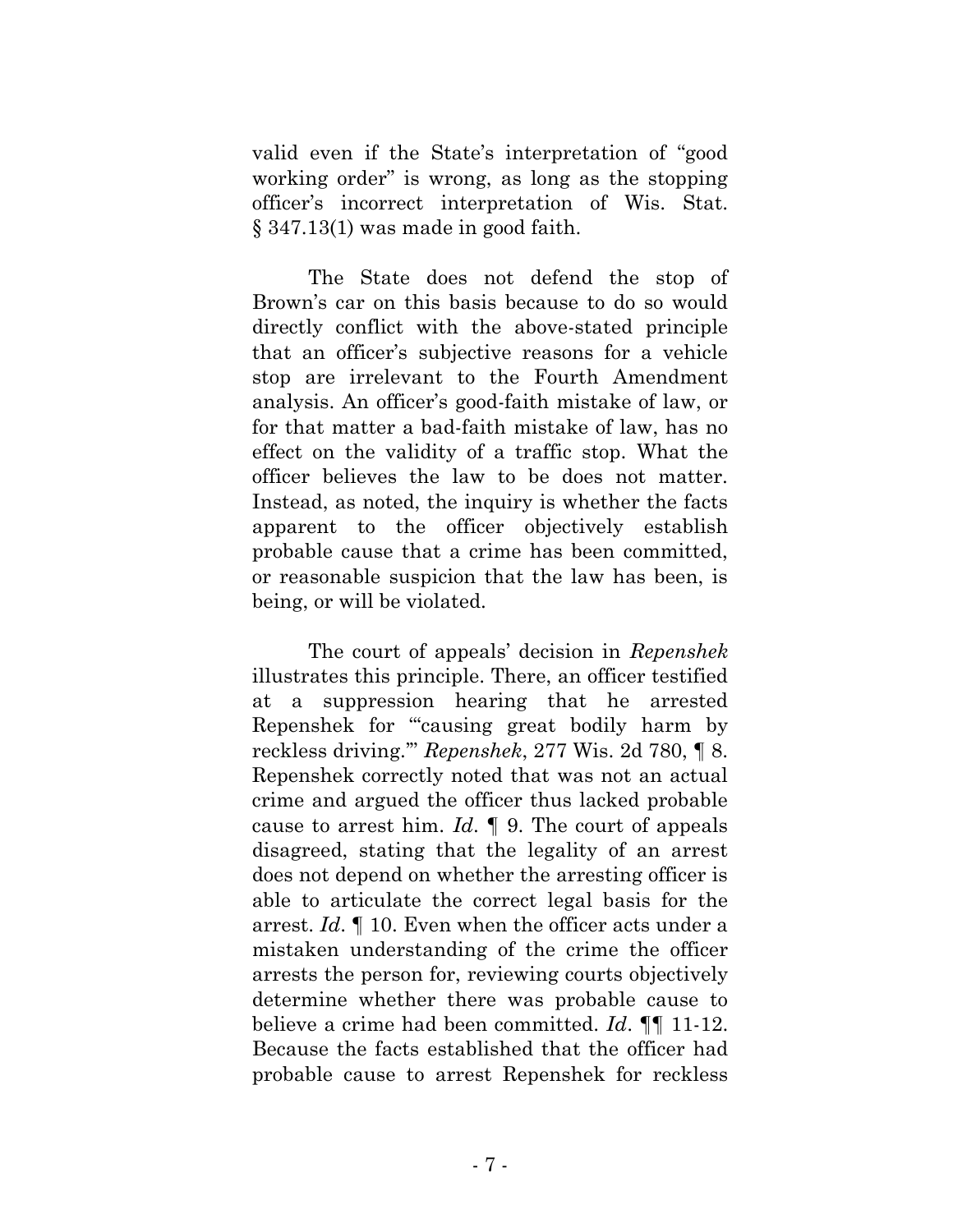valid even if the State's interpretation of "good working order" is wrong, as long as the stopping officer's incorrect interpretation of Wis. Stat. § 347.13(1) was made in good faith.

The State does not defend the stop of Brown's car on this basis because to do so would directly conflict with the above-stated principle that an officer's subjective reasons for a vehicle stop are irrelevant to the Fourth Amendment analysis. An officer's good-faith mistake of law, or for that matter a bad-faith mistake of law, has no effect on the validity of a traffic stop. What the officer believes the law to be does not matter. Instead, as noted, the inquiry is whether the facts apparent to the officer objectively establish probable cause that a crime has been committed, or reasonable suspicion that the law has been, is being, or will be violated.

The court of appeals' decision in *Repenshek* illustrates this principle. There, an officer testified at a suppression hearing that he arrested Repenshek for "'causing great bodily harm by reckless driving.'" *Repenshek*, 277 Wis. 2d 780, ¶ 8. Repenshek correctly noted that was not an actual crime and argued the officer thus lacked probable cause to arrest him. *Id.* ¶ 9. The court of appeals disagreed, stating that the legality of an arrest does not depend on whether the arresting officer is able to articulate the correct legal basis for the arrest. *Id.* ¶ 10. Even when the officer acts under a mistaken understanding of the crime the officer arrests the person for, reviewing courts objectively determine whether there was probable cause to believe a crime had been committed. *Id.* ¶¶ 11-12. Because the facts established that the officer had probable cause to arrest Repenshek for reckless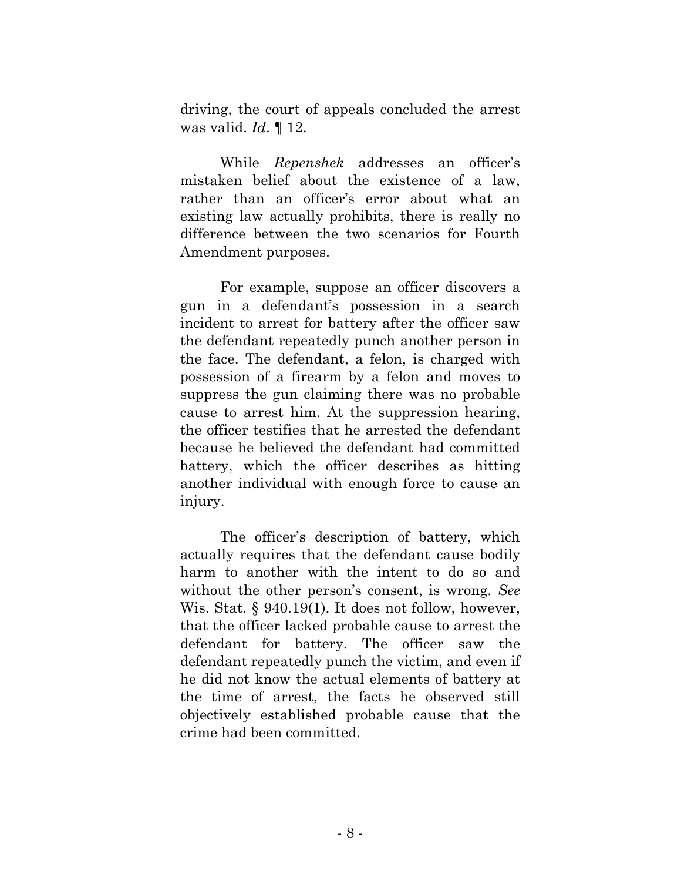driving, the court of appeals concluded the arrest was valid. *Id*. ¶ 12.

While *Repenshek* addresses an officer's mistaken belief about the existence of a law, rather than an officer's error about what an existing law actually prohibits, there is really no difference between the two scenarios for Fourth Amendment purposes.

For example, suppose an officer discovers a gun in a defendant's possession in a search incident to arrest for battery after the officer saw the defendant repeatedly punch another person in the face. The defendant, a felon, is charged with possession of a firearm by a felon and moves to suppress the gun claiming there was no probable cause to arrest him. At the suppression hearing, the officer testifies that he arrested the defendant because he believed the defendant had committed battery, which the officer describes as hitting another individual with enough force to cause an injury.

The officer's description of battery, which actually requires that the defendant cause bodily harm to another with the intent to do so and without the other person's consent, is wrong. *See* Wis. Stat. § 940.19(1). It does not follow, however, that the officer lacked probable cause to arrest the defendant for battery. The officer saw the defendant repeatedly punch the victim, and even if he did not know the actual elements of battery at the time of arrest, the facts he observed still objectively established probable cause that the crime had been committed.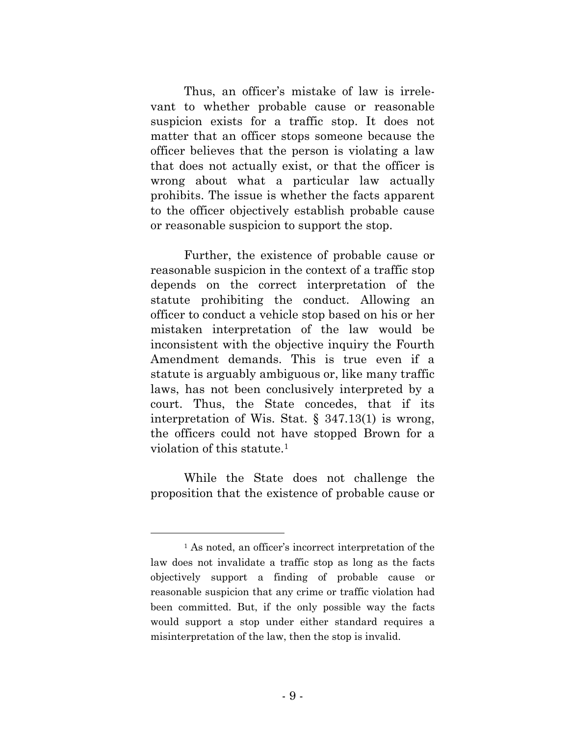Thus, an officer's mistake of law is irrelevant to whether probable cause or reasonable suspicion exists for a traffic stop. It does not matter that an officer stops someone because the officer believes that the person is violating a law that does not actually exist, or that the officer is wrong about what a particular law actually prohibits. The issue is whether the facts apparent to the officer objectively establish probable cause or reasonable suspicion to support the stop.

Further, the existence of probable cause or reasonable suspicion in the context of a traffic stop depends on the correct interpretation of the statute prohibiting the conduct. Allowing an officer to conduct a vehicle stop based on his or her mistaken interpretation of the law would be inconsistent with the objective inquiry the Fourth Amendment demands. This is true even if a statute is arguably ambiguous or, like many traffic laws, has not been conclusively interpreted by a court. Thus, the State concedes, that if its interpretation of Wis. Stat. § 347.13(1) is wrong, the officers could not have stopped Brown for a violation of this statute.[1]

While the State does not challenge the proposition that the existence of probable cause or

---

[1] As noted, an officer's incorrect interpretation of the law does not invalidate a traffic stop as long as the facts objectively support a finding of probable cause or reasonable suspicion that any crime or traffic violation had been committed. But, if the only possible way the facts would support a stop under either standard requires a misinterpretation of the law, then the stop is invalid.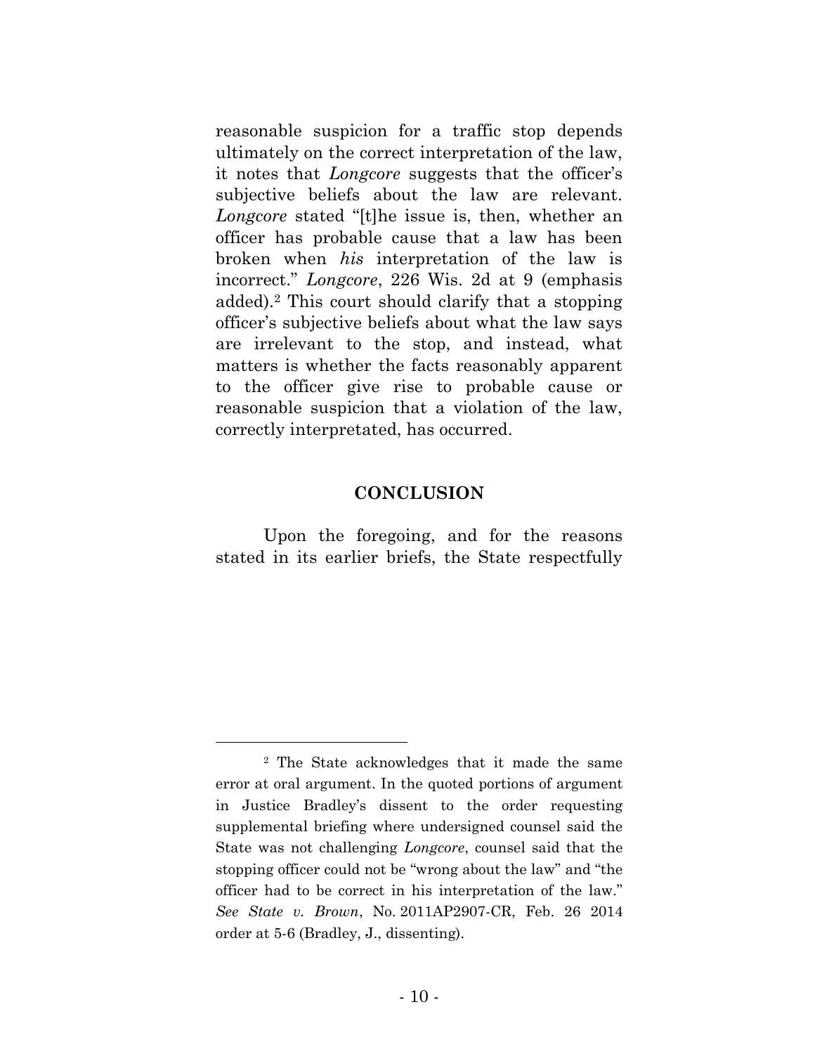reasonable suspicion for a traffic stop depends ultimately on the correct interpretation of the law, it notes that *Longcore* suggests that the officer's subjective beliefs about the law are relevant. *Longcore* stated "[t]he issue is, then, whether an officer has probable cause that a law has been broken when *his* interpretation of the law is incorrect." *Longcore*, 226 Wis. 2d at 9 (emphasis added).[2] This court should clarify that a stopping officer's subjective beliefs about what the law says are irrelevant to the stop, and instead, what matters is whether the facts reasonably apparent to the officer give rise to probable cause or reasonable suspicion that a violation of the law, correctly interpretated, has occurred.

## CONCLUSION

Upon the foregoing, and for the reasons stated in its earlier briefs, the State respectfully

---

[2] The State acknowledges that it made the same error at oral argument. In the quoted portions of argument in Justice Bradley's dissent to the order requesting supplemental briefing where undersigned counsel said the State was not challenging *Longcore*, counsel said that the stopping officer could not be "wrong about the law" and "the officer had to be correct in his interpretation of the law." *See State v. Brown*, No. 2011AP2907-CR, Feb. 26 2014 order at 5-6 (Bradley, J., dissenting).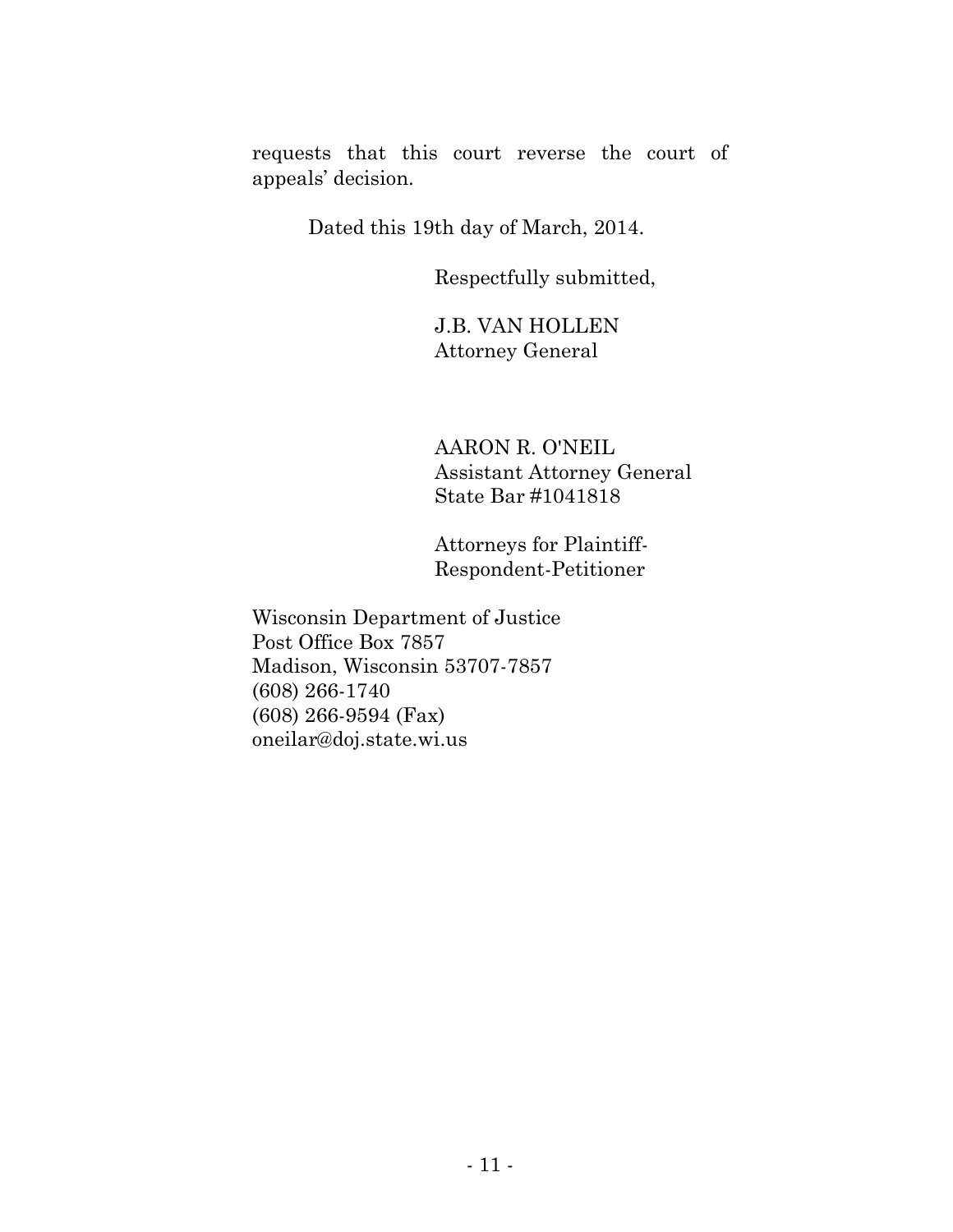requests that this court reverse the court of appeals' decision.

Dated this 19th day of March, 2014.

Respectfully submitted,

J.B. VAN HOLLEN  
Attorney General

AARON R. O'NEIL  
Assistant Attorney General  
State Bar #1041818

Attorneys for Plaintiff-Respondent-Petitioner

Wisconsin Department of Justice  
Post Office Box 7857  
Madison, Wisconsin 53707-7857  
(608) 266-1740  
(608) 266-9594 (Fax)  
oneilar@doj.state.wi.us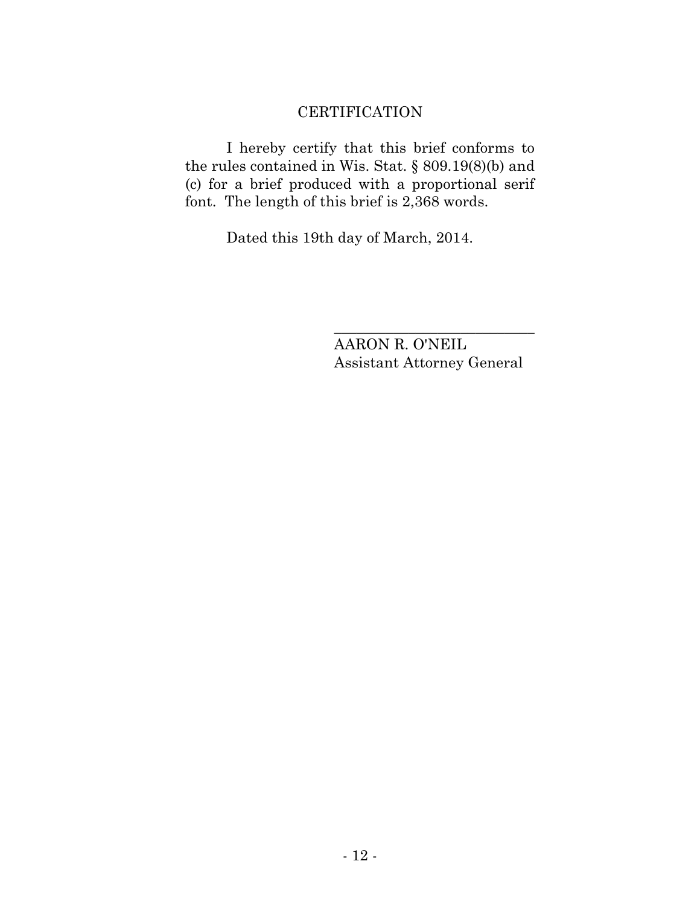## CERTIFICATION

I hereby certify that this brief conforms to the rules contained in Wis. Stat. § 809.19(8)(b) and (c) for a brief produced with a proportional serif font. The length of this brief is 2,368 words.

Dated this 19th day of March, 2014.

\_\_\_\_\_\_\_\_\_\_\_\_\_\_\_\_\_\_\_\_\_\_\_\_\_\_\_\_

AARON R. O'NEIL
Assistant Attorney General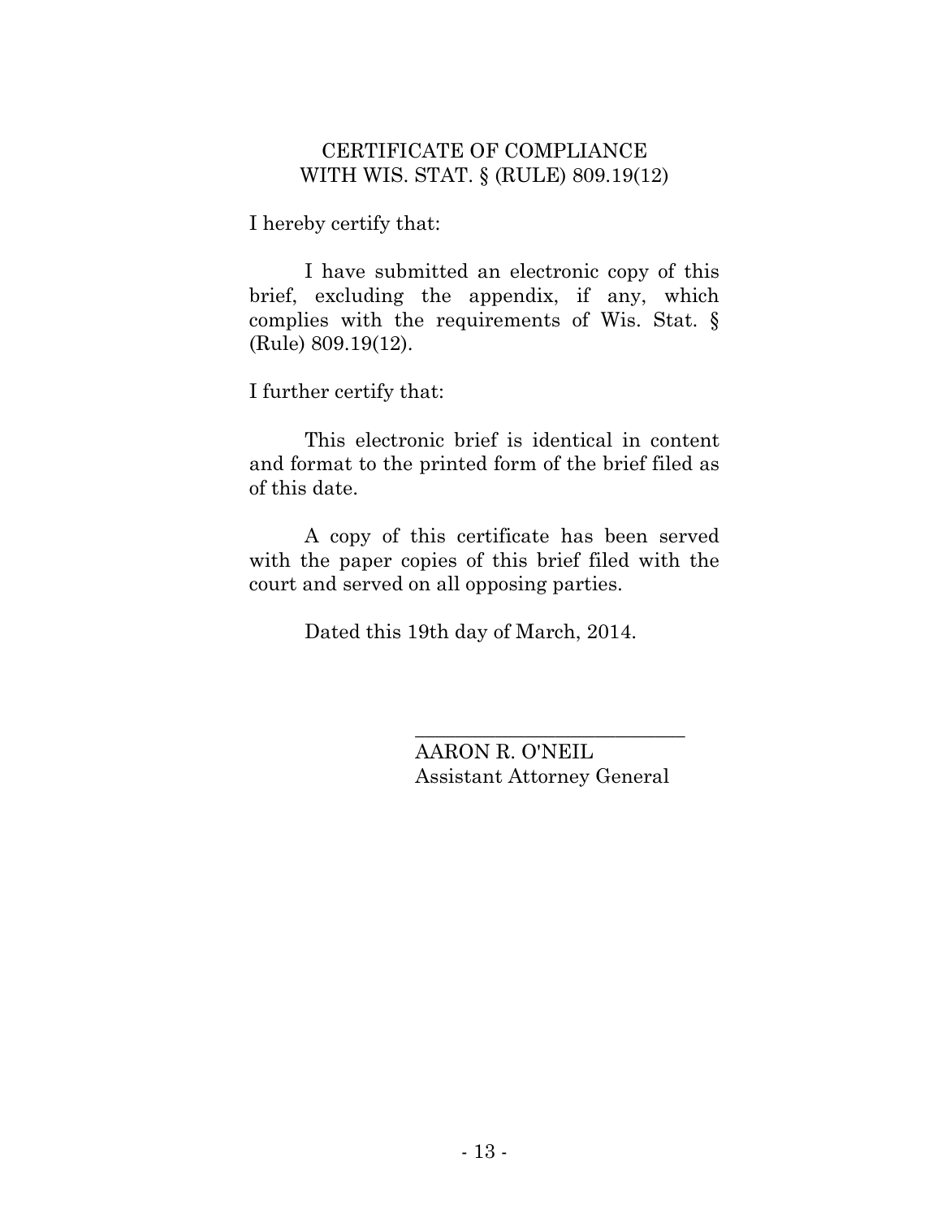## CERTIFICATE OF COMPLIANCE
## WITH WIS. STAT. § (RULE) 809.19(12)

I hereby certify that:

I have submitted an electronic copy of this brief, excluding the appendix, if any, which complies with the requirements of Wis. Stat. § (Rule) 809.19(12).

I further certify that:

This electronic brief is identical in content and format to the printed form of the brief filed as of this date.

A copy of this certificate has been served with the paper copies of this brief filed with the court and served on all opposing parties.

Dated this 19th day of March, 2014.

\_\_\_\_\_\_\_\_\_\_\_\_\_\_\_\_\_\_\_\_\_\_\_\_\_\_\_\_

AARON R. O'NEIL
Assistant Attorney General